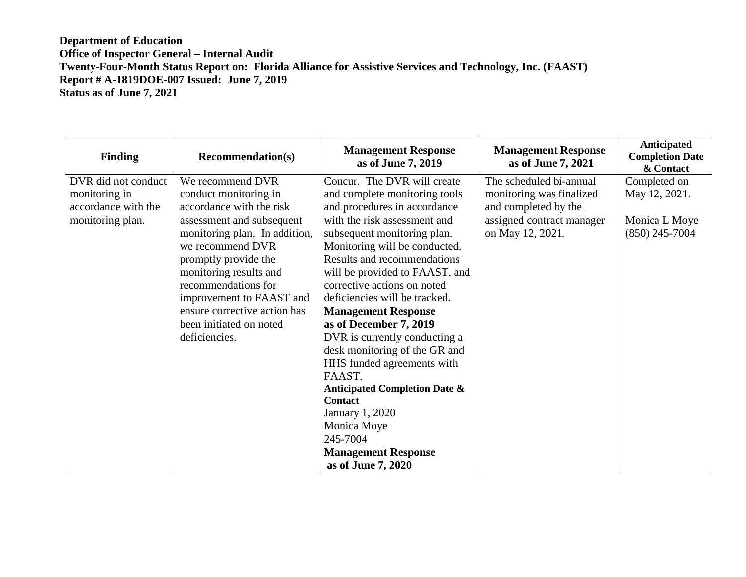**Department of Education**
**Office of Inspector General – Internal Audit**
**Twenty-Four-Month Status Report on: Florida Alliance for Assistive Services and Technology, Inc. (FAAST)**
**Report # A-1819DOE-007 Issued: June 7, 2019**
**Status as of June 7, 2021**

| Finding | Recommendation(s) | Management Response as of June 7, 2019 | Management Response as of June 7, 2021 | Anticipated Completion Date & Contact |
|---|---|---|---|---|
| DVR did not conduct monitoring in accordance with the monitoring plan. | We recommend DVR conduct monitoring in accordance with the risk assessment and subsequent monitoring plan. In addition, we recommend DVR promptly provide the monitoring results and recommendations for improvement to FAAST and ensure corrective action has been initiated on noted deficiencies. | Concur. The DVR will create and complete monitoring tools and procedures in accordance with the risk assessment and subsequent monitoring plan. Monitoring will be conducted. Results and recommendations will be provided to FAAST, and corrective actions on noted deficiencies will be tracked.<br>**Management Response as of December 7, 2019**<br>DVR is currently conducting a desk monitoring of the GR and HHS funded agreements with FAAST.<br>**Anticipated Completion Date & Contact**<br>January 1, 2020<br>Monica Moye<br>245-7004<br>**Management Response as of June 7, 2020** | The scheduled bi-annual monitoring was finalized and completed by the assigned contract manager on May 12, 2021. | Completed on May 12, 2021.<br><br>Monica L Moye<br>(850) 245-7004 |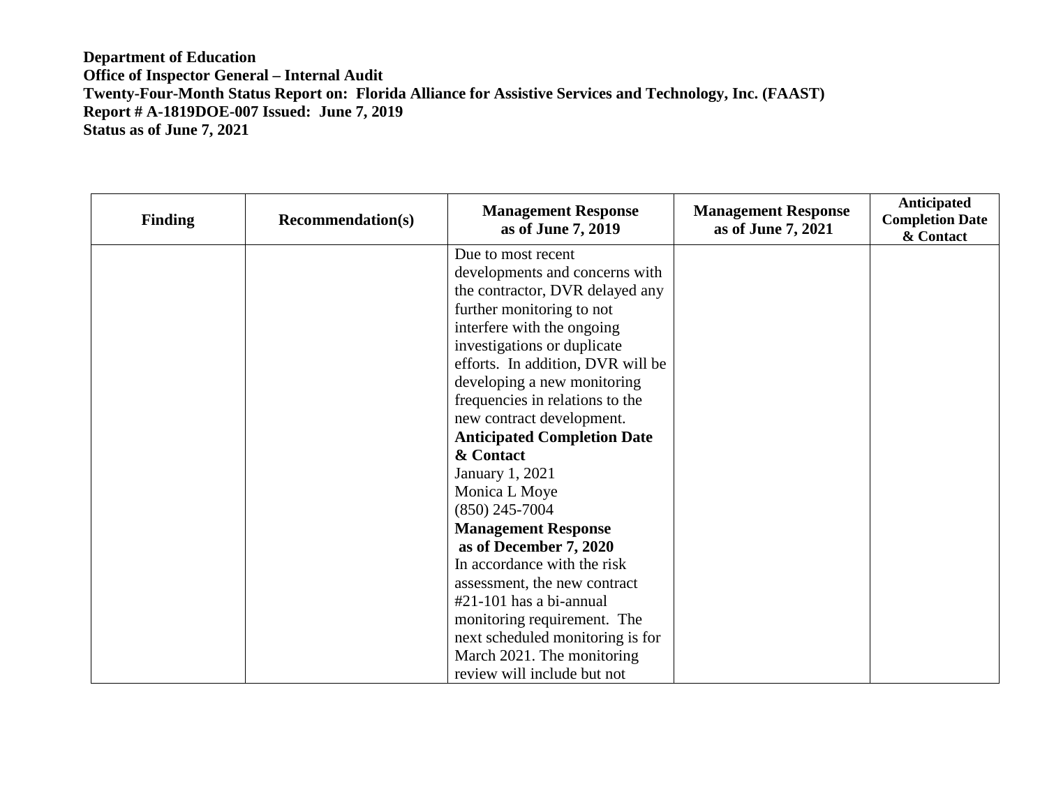**Department of Education**
**Office of Inspector General – Internal Audit**
**Twenty-Four-Month Status Report on: Florida Alliance for Assistive Services and Technology, Inc. (FAAST)**
**Report # A-1819DOE-007 Issued: June 7, 2019**
**Status as of June 7, 2021**

| Finding | Recommendation(s) | Management Response as of June 7, 2019 | Management Response as of June 7, 2021 | Anticipated Completion Date & Contact |
|---|---|---|---|---|
| | | Due to most recent developments and concerns with the contractor, DVR delayed any further monitoring to not interfere with the ongoing investigations or duplicate efforts. In addition, DVR will be developing a new monitoring frequencies in relations to the new contract development.<br>**Anticipated Completion Date & Contact**<br>January 1, 2021<br>Monica L Moye<br>(850) 245-7004<br>**Management Response as of December 7, 2020**<br>In accordance with the risk assessment, the new contract #21-101 has a bi-annual monitoring requirement. The next scheduled monitoring is for March 2021. The monitoring review will include but not | | |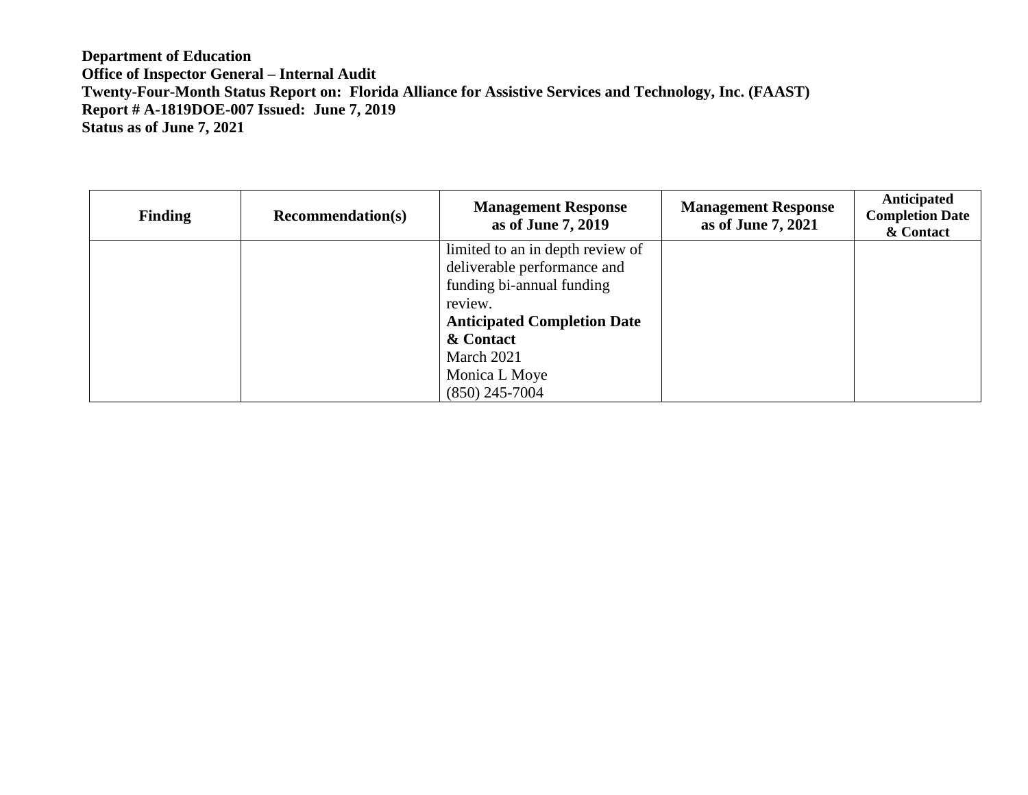**Department of Education**
**Office of Inspector General – Internal Audit**
**Twenty-Four-Month Status Report on: Florida Alliance for Assistive Services and Technology, Inc. (FAAST)**
**Report # A-1819DOE-007 Issued: June 7, 2019**
**Status as of June 7, 2021**

| Finding | Recommendation(s) | Management Response as of June 7, 2019 | Management Response as of June 7, 2021 | Anticipated Completion Date & Contact |
|---|---|---|---|---|
| | | limited to an in depth review of deliverable performance and funding bi-annual funding review.<br>**Anticipated Completion Date & Contact**<br>March 2021<br>Monica L Moye<br>(850) 245-7004 | | |